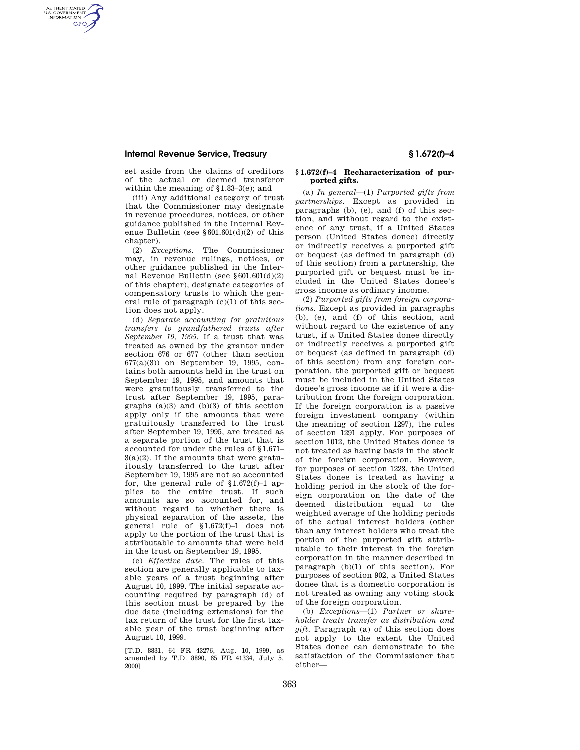set aside from the claims of creditors of the actual or deemed transferor within the meaning of §1.83–3(e); and

(iii) Any additional category of trust that the Commissioner may designate in revenue procedures, notices, or other guidance published in the Internal Revenue Bulletin (see §601.601(d)(2) of this chapter).

(2) *Exceptions.* The Commissioner may, in revenue rulings, notices, or other guidance published in the Internal Revenue Bulletin (see §601.601(d)(2) of this chapter), designate categories of compensatory trusts to which the general rule of paragraph (c)(1) of this section does not apply.

(d) *Separate accounting for gratuitous transfers to grandfathered trusts after September 19, 1995.* If a trust that was treated as owned by the grantor under section 676 or 677 (other than section 677(a)(3)) on September 19, 1995, contains both amounts held in the trust on September 19, 1995, and amounts that were gratuitously transferred to the trust after September 19, 1995, paragraphs (a)(3) and (b)(3) of this section apply only if the amounts that were gratuitously transferred to the trust after September 19, 1995, are treated as a separate portion of the trust that is accounted for under the rules of §1.671–3(a)(2). If the amounts that were gratuitously transferred to the trust after September 19, 1995 are not so accounted for, the general rule of §1.672(f)–1 applies to the entire trust. If such amounts are so accounted for, and without regard to whether there is physical separation of the assets, the general rule of §1.672(f)–1 does not apply to the portion of the trust that is attributable to amounts that were held in the trust on September 19, 1995.

(e) *Effective date.* The rules of this section are generally applicable to taxable years beginning after August 10, 1999. The initial separate accounting required by paragraph (d) of this section must be prepared by the due date (including extensions) for the tax return of the trust for the first taxable year of the trust beginning after August 10, 1999.

[T.D. 8831, 64 FR 43276, Aug. 10, 1999, as amended by T.D. 8890, 65 FR 41334, July 5, 2000]

## §1.672(f)–4 Recharacterization of purported gifts.

(a) *In general*—(1) *Purported gifts from partnerships.* Except as provided in paragraphs (b), (e), and (f) of this section, and without regard to the existence of any trust, if a United States person (United States donee) directly or indirectly receives a purported gift or bequest (as defined in paragraph (d) of this section) from a partnership, the purported gift or bequest must be included in the United States donee's gross income as ordinary income.

(2) *Purported gifts from foreign corporations.* Except as provided in paragraphs (b), (e), and (f) of this section, and without regard to the existence of any trust, if a United States donee directly or indirectly receives a purported gift or bequest (as defined in paragraph (d) of this section) from any foreign corporation, the purported gift or bequest must be included in the United States donee's gross income as if it were a distribution from the foreign corporation. If the foreign corporation is a passive foreign investment company (within the meaning of section 1297), the rules of section 1291 apply. For purposes of section 1012, the United States donee is not treated as having basis in the stock of the foreign corporation. However, for purposes of section 1223, the United States donee is treated as having a holding period in the stock of the foreign corporation on the date of the deemed distribution equal to the weighted average of the holding periods of the actual interest holders (other than any interest holders who treat the portion of the purported gift attributable to their interest in the foreign corporation in the manner described in paragraph (b)(1) of this section). For purposes of section 902, a United States donee that is a domestic corporation is not treated as owning any voting stock of the foreign corporation.

(b) *Exceptions*—(1) *Partner or shareholder treats transfer as distribution and gift.* Paragraph (a) of this section does not apply to the extent the United States donee can demonstrate to the satisfaction of the Commissioner that either—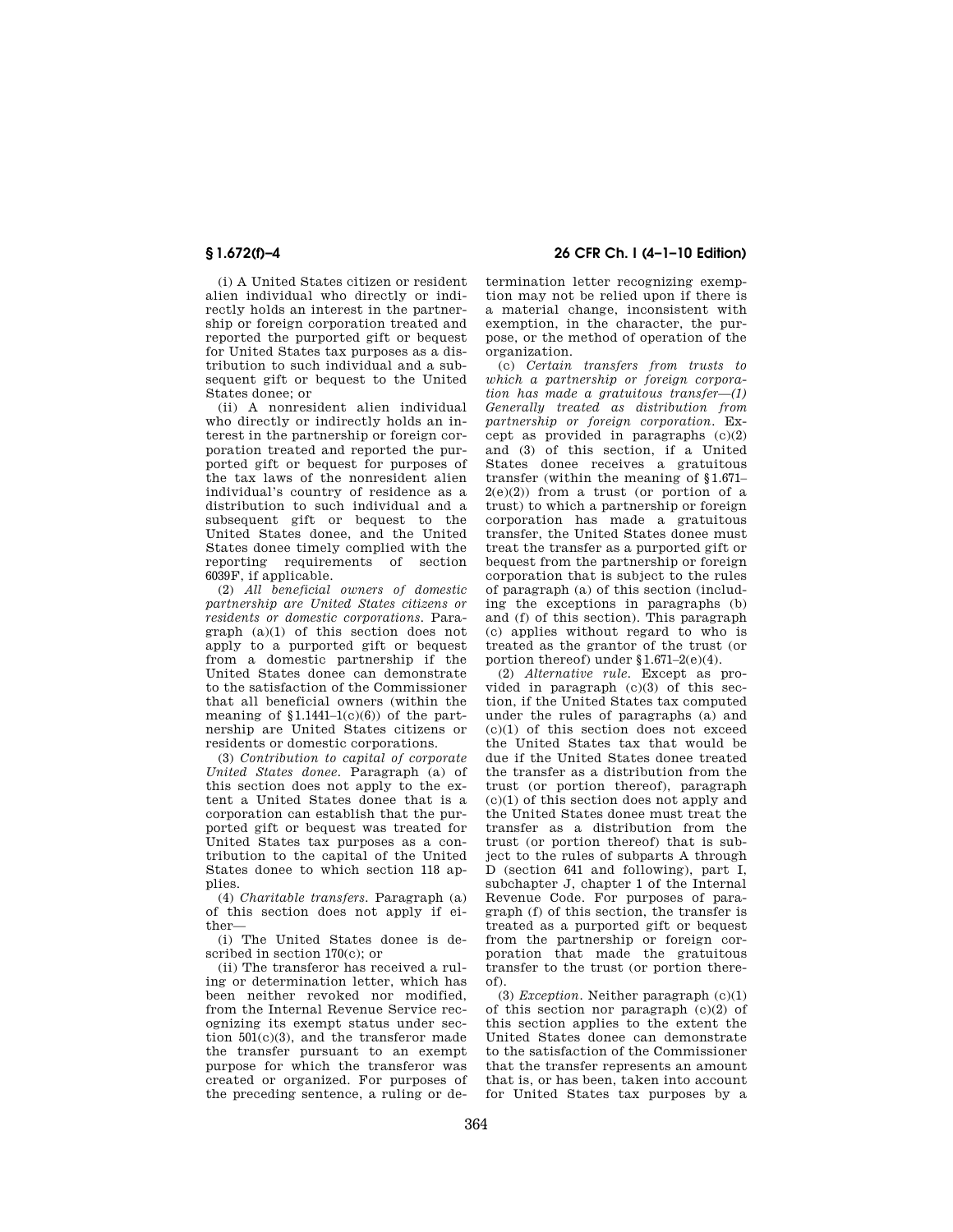(i) A United States citizen or resident alien individual who directly or indirectly holds an interest in the partnership or foreign corporation treated and reported the purported gift or bequest for United States tax purposes as a distribution to such individual and a subsequent gift or bequest to the United States donee; or

(ii) A nonresident alien individual who directly or indirectly holds an interest in the partnership or foreign corporation treated and reported the purported gift or bequest for purposes of the tax laws of the nonresident alien individual's country of residence as a distribution to such individual and a subsequent gift or bequest to the United States donee, and the United States donee timely complied with the reporting requirements of section 6039F, if applicable.

(2) *All beneficial owners of domestic partnership are United States citizens or residents or domestic corporations.* Paragraph (a)(1) of this section does not apply to a purported gift or bequest from a domestic partnership if the United States donee can demonstrate to the satisfaction of the Commissioner that all beneficial owners (within the meaning of §1.1441–1(c)(6)) of the partnership are United States citizens or residents or domestic corporations.

(3) *Contribution to capital of corporate United States donee.* Paragraph (a) of this section does not apply to the extent a United States donee that is a corporation can establish that the purported gift or bequest was treated for United States tax purposes as a contribution to the capital of the United States donee to which section 118 applies.

(4) *Charitable transfers.* Paragraph (a) of this section does not apply if either—

(i) The United States donee is described in section 170(c); or

(ii) The transferor has received a ruling or determination letter, which has been neither revoked nor modified, from the Internal Revenue Service recognizing its exempt status under section 501(c)(3), and the transferor made the transfer pursuant to an exempt purpose for which the transferor was created or organized. For purposes of the preceding sentence, a ruling or determination letter recognizing exemption may not be relied upon if there is a material change, inconsistent with exemption, in the character, the purpose, or the method of operation of the organization.

(c) *Certain transfers from trusts to which a partnership or foreign corporation has made a gratuitous transfer—(1) Generally treated as distribution from partnership or foreign corporation.* Except as provided in paragraphs (c)(2) and (3) of this section, if a United States donee receives a gratuitous transfer (within the meaning of §1.671–2(e)(2)) from a trust (or portion of a trust) to which a partnership or foreign corporation has made a gratuitous transfer, the United States donee must treat the transfer as a purported gift or bequest from the partnership or foreign corporation that is subject to the rules of paragraph (a) of this section (including the exceptions in paragraphs (b) and (f) of this section). This paragraph (c) applies without regard to who is treated as the grantor of the trust (or portion thereof) under §1.671–2(e)(4).

(2) *Alternative rule.* Except as provided in paragraph (c)(3) of this section, if the United States tax computed under the rules of paragraphs (a) and (c)(1) of this section does not exceed the United States tax that would be due if the United States donee treated the transfer as a distribution from the trust (or portion thereof), paragraph (c)(1) of this section does not apply and the United States donee must treat the transfer as a distribution from the trust (or portion thereof) that is subject to the rules of subparts A through D (section 641 and following), part I, subchapter J, chapter 1 of the Internal Revenue Code. For purposes of paragraph (f) of this section, the transfer is treated as a purported gift or bequest from the partnership or foreign corporation that made the gratuitous transfer to the trust (or portion thereof).

(3) *Exception.* Neither paragraph (c)(1) of this section nor paragraph (c)(2) of this section applies to the extent the United States donee can demonstrate to the satisfaction of the Commissioner that the transfer represents an amount that is, or has been, taken into account for United States tax purposes by a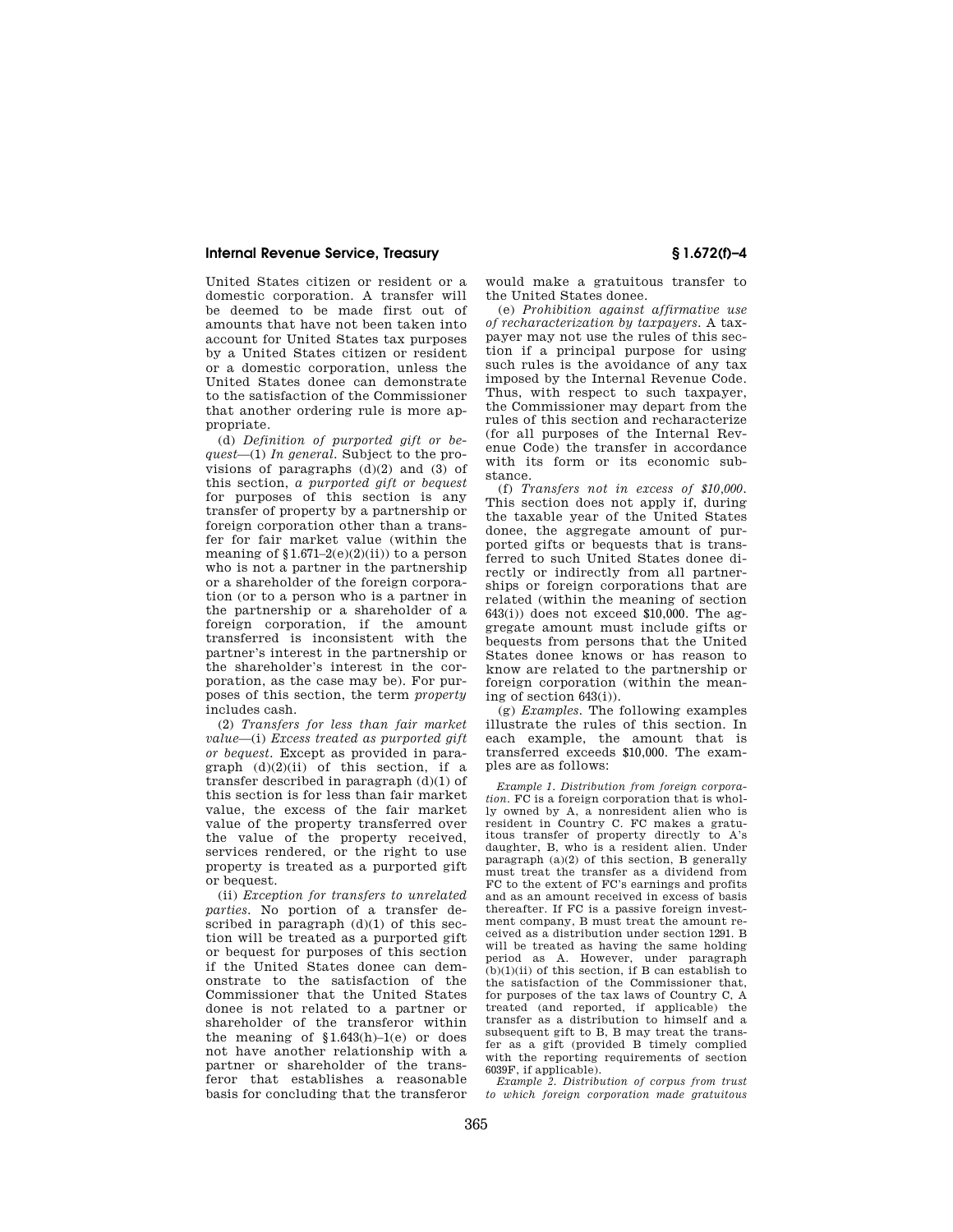United States citizen or resident or a domestic corporation. A transfer will be deemed to be made first out of amounts that have not been taken into account for United States tax purposes by a United States citizen or resident or a domestic corporation, unless the United States donee can demonstrate to the satisfaction of the Commissioner that another ordering rule is more appropriate.

(d) *Definition of purported gift or bequest*—(1) *In general.* Subject to the provisions of paragraphs (d)(2) and (3) of this section, *a purported gift or bequest* for purposes of this section is any transfer of property by a partnership or foreign corporation other than a transfer for fair market value (within the meaning of §1.671–2(e)(2)(ii)) to a person who is not a partner in the partnership or a shareholder of the foreign corporation (or to a person who is a partner in the partnership or a shareholder of a foreign corporation, if the amount transferred is inconsistent with the partner's interest in the partnership or the shareholder's interest in the corporation, as the case may be). For purposes of this section, the term *property* includes cash.

(2) *Transfers for less than fair market value*—(i) *Excess treated as purported gift or bequest.* Except as provided in paragraph (d)(2)(ii) of this section, if a transfer described in paragraph (d)(1) of this section is for less than fair market value, the excess of the fair market value of the property transferred over the value of the property received, services rendered, or the right to use property is treated as a purported gift or bequest.

(ii) *Exception for transfers to unrelated parties.* No portion of a transfer described in paragraph (d)(1) of this section will be treated as a purported gift or bequest for purposes of this section if the United States donee can demonstrate to the satisfaction of the Commissioner that the United States donee is not related to a partner or shareholder of the transferor within the meaning of §1.643(h)–1(e) or does not have another relationship with a partner or shareholder of the transferor that establishes a reasonable basis for concluding that the transferor would make a gratuitous transfer to the United States donee.

(e) *Prohibition against affirmative use of recharacterization by taxpayers.* A taxpayer may not use the rules of this section if a principal purpose for using such rules is the avoidance of any tax imposed by the Internal Revenue Code. Thus, with respect to such taxpayer, the Commissioner may depart from the rules of this section and recharacterize (for all purposes of the Internal Revenue Code) the transfer in accordance with its form or its economic substance.

(f) *Transfers not in excess of $10,000.* This section does not apply if, during the taxable year of the United States donee, the aggregate amount of purported gifts or bequests that is transferred to such United States donee directly or indirectly from all partnerships or foreign corporations that are related (within the meaning of section 643(i)) does not exceed $10,000. The aggregate amount must include gifts or bequests from persons that the United States donee knows or has reason to know are related to the partnership or foreign corporation (within the meaning of section 643(i)).

(g) *Examples.* The following examples illustrate the rules of this section. In each example, the amount that is transferred exceeds $10,000. The examples are as follows:

*Example 1. Distribution from foreign corporation.* FC is a foreign corporation that is wholly owned by A, a nonresident alien who is resident in Country C. FC makes a gratuitous transfer of property directly to A's daughter, B, who is a resident alien. Under paragraph (a)(2) of this section, B generally must treat the transfer as a dividend from FC to the extent of FC's earnings and profits and as an amount received in excess of basis thereafter. If FC is a passive foreign investment company, B must treat the amount received as a distribution under section 1291. B will be treated as having the same holding period as A. However, under paragraph (b)(1)(ii) of this section, if B can establish to the satisfaction of the Commissioner that, for purposes of the tax laws of Country C, A treated (and reported, if applicable) the transfer as a distribution to himself and a subsequent gift to B, B may treat the transfer as a gift (provided B timely complied with the reporting requirements of section 6039F, if applicable).

*Example 2. Distribution of corpus from trust to which foreign corporation made gratuitous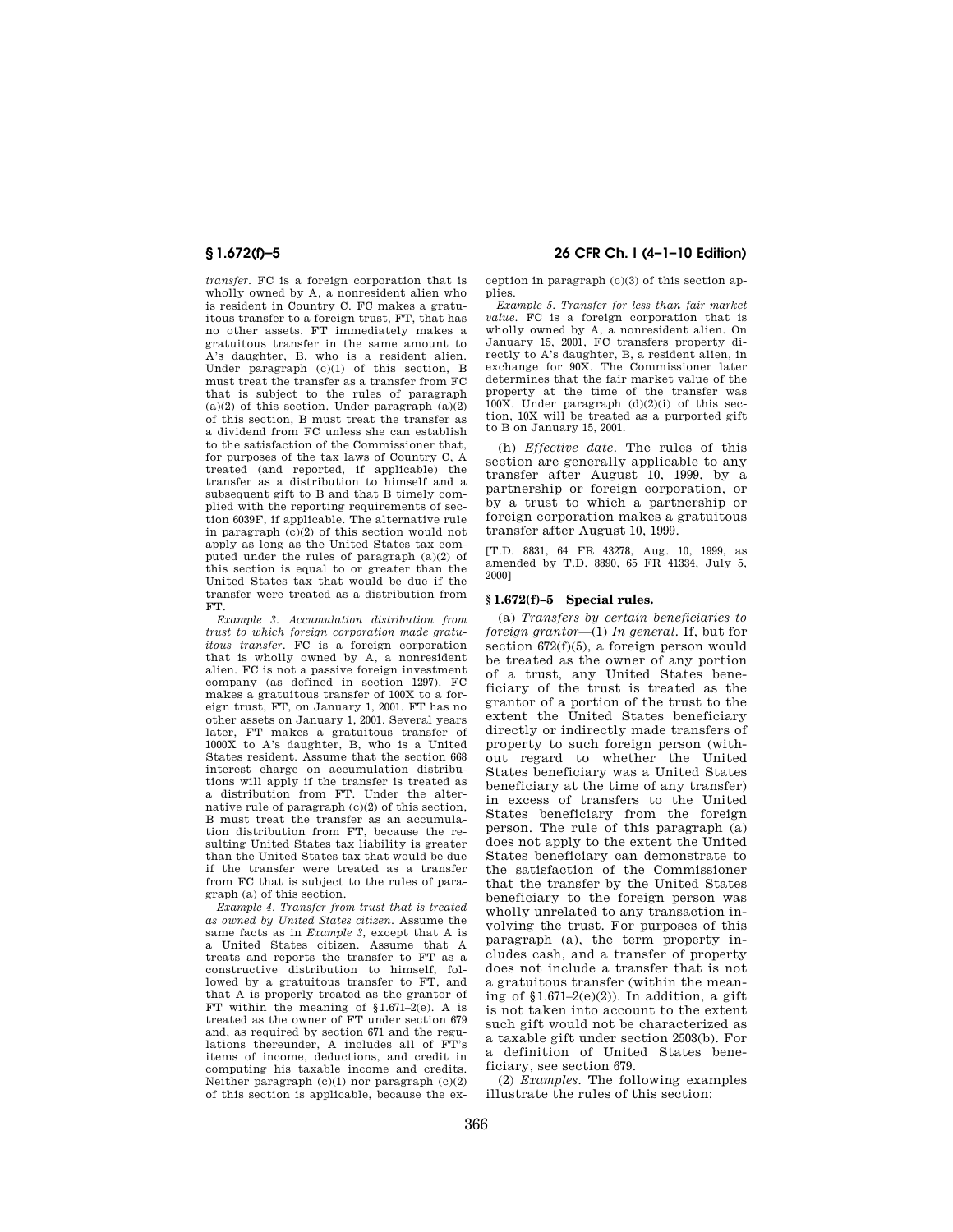*transfer*. FC is a foreign corporation that is wholly owned by A, a nonresident alien who is resident in Country C. FC makes a gratuitous transfer to a foreign trust, FT, that has no other assets. FT immediately makes a gratuitous transfer in the same amount to A's daughter, B, who is a resident alien. Under paragraph (c)(1) of this section, B must treat the transfer as a transfer from FC that is subject to the rules of paragraph (a)(2) of this section. Under paragraph (a)(2) of this section, B must treat the transfer as a dividend from FC unless she can establish to the satisfaction of the Commissioner that, for purposes of the tax laws of Country C, A treated (and reported, if applicable) the transfer as a distribution to himself and a subsequent gift to B and that B timely complied with the reporting requirements of section 6039F, if applicable. The alternative rule in paragraph (c)(2) of this section would not apply as long as the United States tax computed under the rules of paragraph (a)(2) of this section is equal to or greater than the United States tax that would be due if the transfer were treated as a distribution from FT.

*Example 3. Accumulation distribution from trust to which foreign corporation made gratuitous transfer*. FC is a foreign corporation that is wholly owned by A, a nonresident alien. FC is not a passive foreign investment company (as defined in section 1297). FC makes a gratuitous transfer of 100X to a foreign trust, FT, on January 1, 2001. FT has no other assets on January 1, 2001. Several years later, FT makes a gratuitous transfer of 1000X to A's daughter, B, who is a United States resident. Assume that the section 668 interest charge on accumulation distributions will apply if the transfer is treated as a distribution from FT. Under the alternative rule of paragraph (c)(2) of this section, B must treat the transfer as an accumulation distribution from FT, because the resulting United States tax liability is greater than the United States tax that would be due if the transfer were treated as a transfer from FC that is subject to the rules of paragraph (a) of this section.

*Example 4. Transfer from trust that is treated as owned by United States citizen*. Assume the same facts as in *Example 3*, except that A is a United States citizen. Assume that A treats and reports the transfer to FT as a constructive distribution to himself, followed by a gratuitous transfer to FT, and that A is properly treated as the grantor of FT within the meaning of §1.671–2(e). A is treated as the owner of FT under section 679 and, as required by section 671 and the regulations thereunder, A includes all of FT's items of income, deductions, and credit in computing his taxable income and credits. Neither paragraph (c)(1) nor paragraph (c)(2) of this section is applicable, because the exception in paragraph (c)(3) of this section applies.

*Example 5. Transfer for less than fair market value*. FC is a foreign corporation that is wholly owned by A, a nonresident alien. On January 15, 2001, FC transfers property directly to A's daughter, B, a resident alien, in exchange for 90X. The Commissioner later determines that the fair market value of the property at the time of the transfer was 100X. Under paragraph (d)(2)(i) of this section, 10X will be treated as a purported gift to B on January 15, 2001.

(h) *Effective date*. The rules of this section are generally applicable to any transfer after August 10, 1999, by a partnership or foreign corporation, or by a trust to which a partnership or foreign corporation makes a gratuitous transfer after August 10, 1999.

[T.D. 8831, 64 FR 43278, Aug. 10, 1999, as amended by T.D. 8890, 65 FR 41334, July 5, 2000]

## § 1.672(f)–5 Special rules.

(a) *Transfers by certain beneficiaries to foreign grantor*—(1) *In general*. If, but for section 672(f)(5), a foreign person would be treated as the owner of any portion of a trust, any United States beneficiary of the trust is treated as the grantor of a portion of the trust to the extent the United States beneficiary directly or indirectly made transfers of property to such foreign person (without regard to whether the United States beneficiary was a United States beneficiary at the time of any transfer) in excess of transfers to the United States beneficiary from the foreign person. The rule of this paragraph (a) does not apply to the extent the United States beneficiary can demonstrate to the satisfaction of the Commissioner that the transfer by the United States beneficiary to the foreign person was wholly unrelated to any transaction involving the trust. For purposes of this paragraph (a), the term property includes cash, and a transfer of property does not include a transfer that is not a gratuitous transfer (within the meaning of §1.671–2(e)(2)). In addition, a gift is not taken into account to the extent such gift would not be characterized as a taxable gift under section 2503(b). For a definition of United States beneficiary, see section 679.

(2) *Examples*. The following examples illustrate the rules of this section: